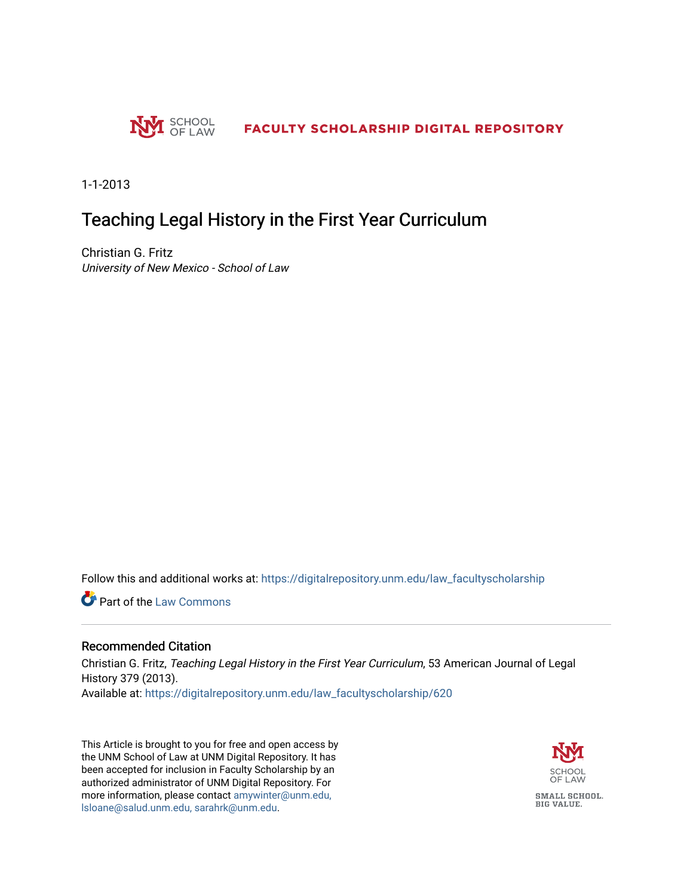SCHOOL OF LAW

FACULTY SCHOLARSHIP DIGITAL REPOSITORY

1-1-2013

# Teaching Legal History in the First Year Curriculum

Christian G. Fritz
*University of New Mexico - School of Law*

Follow this and additional works at: https://digitalrepository.unm.edu/law_facultyscholarship

Part of the Law Commons

## Recommended Citation

Christian G. Fritz, *Teaching Legal History in the First Year Curriculum*, 53 American Journal of Legal History 379 (2013).
Available at: https://digitalrepository.unm.edu/law_facultyscholarship/620

This Article is brought to you for free and open access by the UNM School of Law at UNM Digital Repository. It has been accepted for inclusion in Faculty Scholarship by an authorized administrator of UNM Digital Repository. For more information, please contact amywinter@unm.edu, lsloane@salud.unm.edu, sarahrk@unm.edu.

SCHOOL OF LAW

SMALL SCHOOL. BIG VALUE.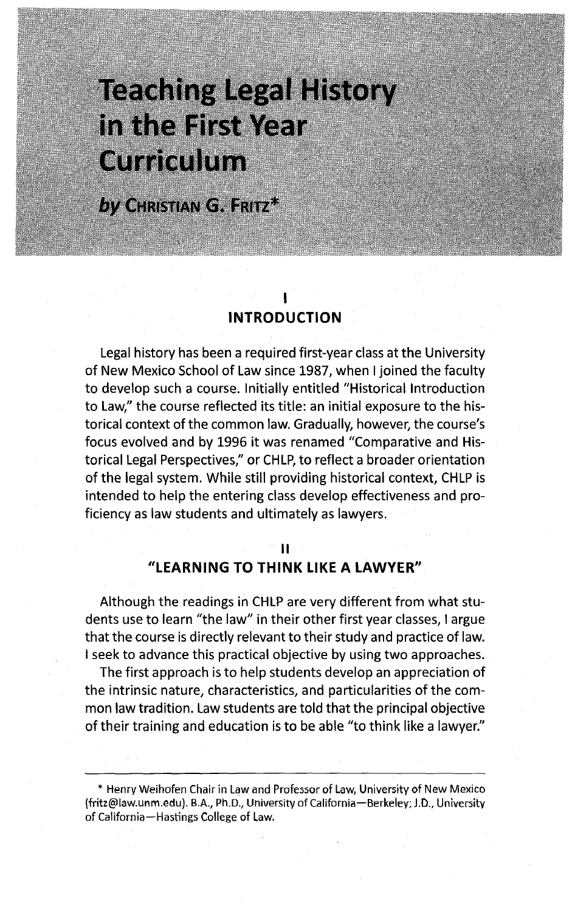# Teaching Legal History in the First Year Curriculum

**by CHRISTIAN G. FRITZ***

## I
## INTRODUCTION

Legal history has been a required first-year class at the University of New Mexico School of Law since 1987, when I joined the faculty to develop such a course. Initially entitled "Historical Introduction to Law," the course reflected its title: an initial exposure to the historical context of the common law. Gradually, however, the course's focus evolved and by 1996 it was renamed "Comparative and Historical Legal Perspectives," or CHLP, to reflect a broader orientation of the legal system. While still providing historical context, CHLP is intended to help the entering class develop effectiveness and proficiency as law students and ultimately as lawyers.

## II
## "LEARNING TO THINK LIKE A LAWYER"

Although the readings in CHLP are very different from what students use to learn "the law" in their other first year classes, I argue that the course is directly relevant to their study and practice of law. I seek to advance this practical objective by using two approaches.

The first approach is to help students develop an appreciation of the intrinsic nature, characteristics, and particularities of the common law tradition. Law students are told that the principal objective of their training and education is to be able "to think like a lawyer."

---

\* Henry Weihofen Chair in Law and Professor of Law, University of New Mexico (fritz@law.unm.edu). B.A., Ph.D., University of California—Berkeley; J.D., University of California—Hastings College of Law.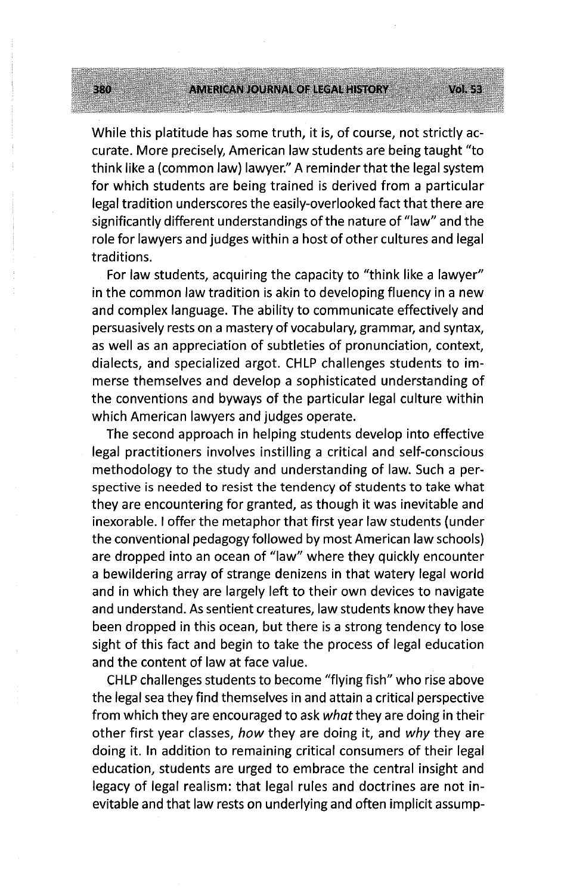While this platitude has some truth, it is, of course, not strictly accurate. More precisely, American law students are being taught "to think like a (common law) lawyer." A reminder that the legal system for which students are being trained is derived from a particular legal tradition underscores the easily-overlooked fact that there are significantly different understandings of the nature of "law" and the role for lawyers and judges within a host of other cultures and legal traditions.

For law students, acquiring the capacity to "think like a lawyer" in the common law tradition is akin to developing fluency in a new and complex language. The ability to communicate effectively and persuasively rests on a mastery of vocabulary, grammar, and syntax, as well as an appreciation of subtleties of pronunciation, context, dialects, and specialized argot. CHLP challenges students to immerse themselves and develop a sophisticated understanding of the conventions and byways of the particular legal culture within which American lawyers and judges operate.

The second approach in helping students develop into effective legal practitioners involves instilling a critical and self-conscious methodology to the study and understanding of law. Such a perspective is needed to resist the tendency of students to take what they are encountering for granted, as though it was inevitable and inexorable. I offer the metaphor that first year law students (under the conventional pedagogy followed by most American law schools) are dropped into an ocean of "law" where they quickly encounter a bewildering array of strange denizens in that watery legal world and in which they are largely left to their own devices to navigate and understand. As sentient creatures, law students know they have been dropped in this ocean, but there is a strong tendency to lose sight of this fact and begin to take the process of legal education and the content of law at face value.

CHLP challenges students to become "flying fish" who rise above the legal sea they find themselves in and attain a critical perspective from which they are encouraged to ask *what* they are doing in their other first year classes, *how* they are doing it, and *why* they are doing it. In addition to remaining critical consumers of their legal education, students are urged to embrace the central insight and legacy of legal realism: that legal rules and doctrines are not inevitable and that law rests on underlying and often implicit assump-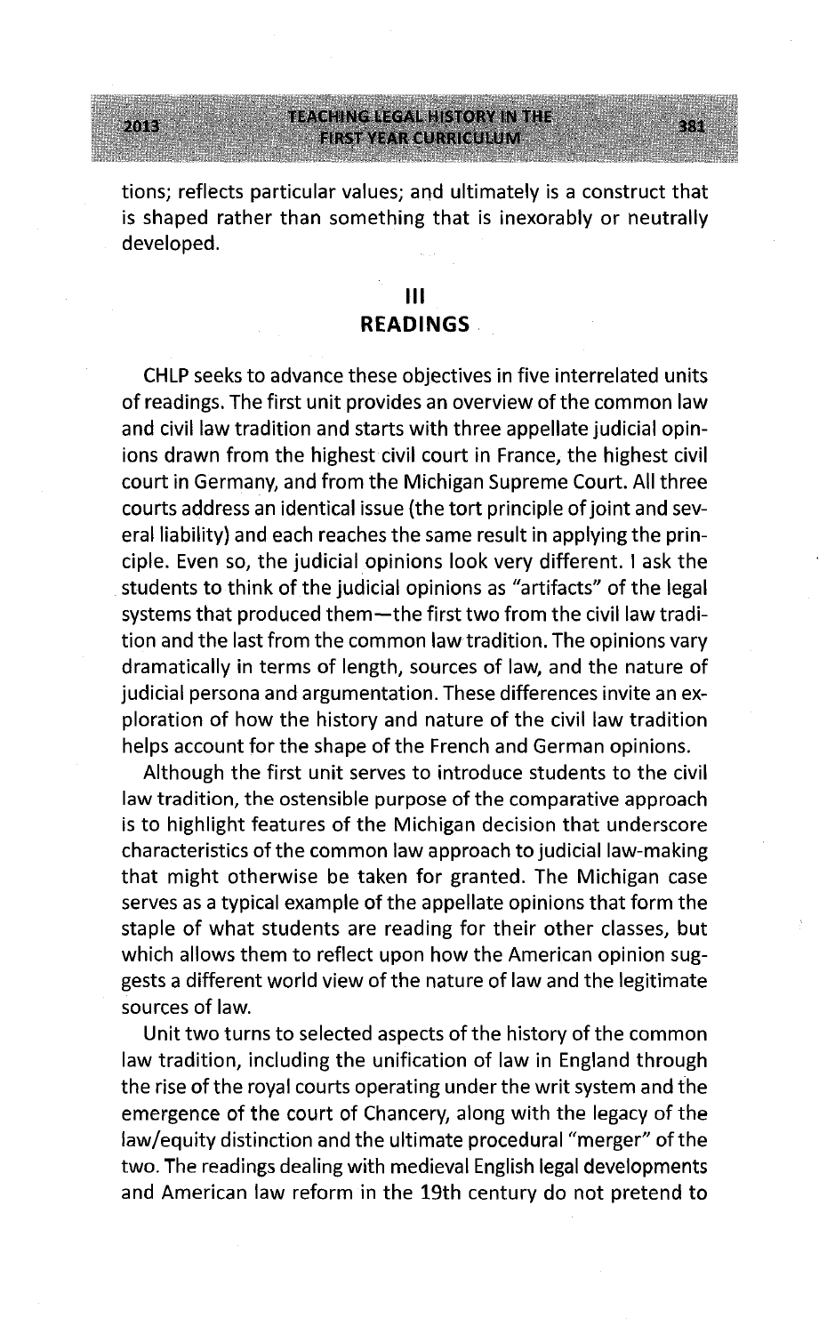tions; reflects particular values; and ultimately is a construct that is shaped rather than something that is inexorably or neutrally developed.

## III
## READINGS

CHLP seeks to advance these objectives in five interrelated units of readings. The first unit provides an overview of the common law and civil law tradition and starts with three appellate judicial opinions drawn from the highest civil court in France, the highest civil court in Germany, and from the Michigan Supreme Court. All three courts address an identical issue (the tort principle of joint and several liability) and each reaches the same result in applying the principle. Even so, the judicial opinions look very different. I ask the students to think of the judicial opinions as "artifacts" of the legal systems that produced them—the first two from the civil law tradition and the last from the common law tradition. The opinions vary dramatically in terms of length, sources of law, and the nature of judicial persona and argumentation. These differences invite an exploration of how the history and nature of the civil law tradition helps account for the shape of the French and German opinions.

Although the first unit serves to introduce students to the civil law tradition, the ostensible purpose of the comparative approach is to highlight features of the Michigan decision that underscore characteristics of the common law approach to judicial law-making that might otherwise be taken for granted. The Michigan case serves as a typical example of the appellate opinions that form the staple of what students are reading for their other classes, but which allows them to reflect upon how the American opinion suggests a different world view of the nature of law and the legitimate sources of law.

Unit two turns to selected aspects of the history of the common law tradition, including the unification of law in England through the rise of the royal courts operating under the writ system and the emergence of the court of Chancery, along with the legacy of the law/equity distinction and the ultimate procedural "merger" of the two. The readings dealing with medieval English legal developments and American law reform in the 19th century do not pretend to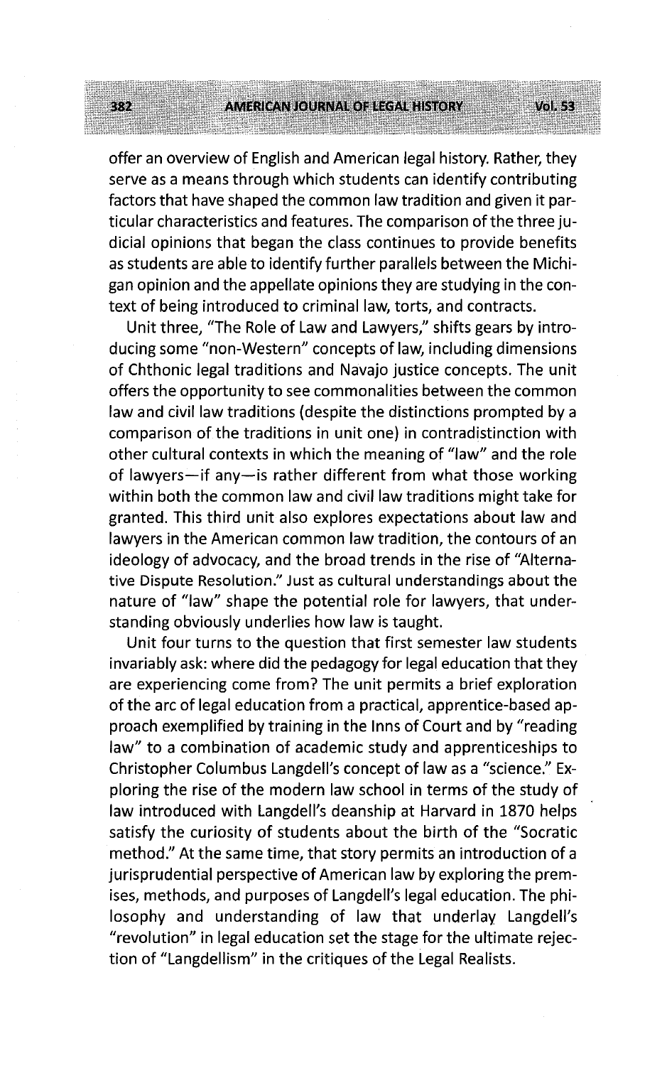offer an overview of English and American legal history. Rather, they serve as a means through which students can identify contributing factors that have shaped the common law tradition and given it particular characteristics and features. The comparison of the three judicial opinions that began the class continues to provide benefits as students are able to identify further parallels between the Michigan opinion and the appellate opinions they are studying in the context of being introduced to criminal law, torts, and contracts.

Unit three, "The Role of Law and Lawyers," shifts gears by introducing some "non-Western" concepts of law, including dimensions of Chthonic legal traditions and Navajo justice concepts. The unit offers the opportunity to see commonalities between the common law and civil law traditions (despite the distinctions prompted by a comparison of the traditions in unit one) in contradistinction with other cultural contexts in which the meaning of "law" and the role of lawyers—if any—is rather different from what those working within both the common law and civil law traditions might take for granted. This third unit also explores expectations about law and lawyers in the American common law tradition, the contours of an ideology of advocacy, and the broad trends in the rise of "Alternative Dispute Resolution." Just as cultural understandings about the nature of "law" shape the potential role for lawyers, that understanding obviously underlies how law is taught.

Unit four turns to the question that first semester law students invariably ask: where did the pedagogy for legal education that they are experiencing come from? The unit permits a brief exploration of the arc of legal education from a practical, apprentice-based approach exemplified by training in the Inns of Court and by "reading law" to a combination of academic study and apprenticeships to Christopher Columbus Langdell's concept of law as a "science." Exploring the rise of the modern law school in terms of the study of law introduced with Langdell's deanship at Harvard in 1870 helps satisfy the curiosity of students about the birth of the "Socratic method." At the same time, that story permits an introduction of a jurisprudential perspective of American law by exploring the premises, methods, and purposes of Langdell's legal education. The philosophy and understanding of law that underlay Langdell's "revolution" in legal education set the stage for the ultimate rejection of "Langdellism" in the critiques of the Legal Realists.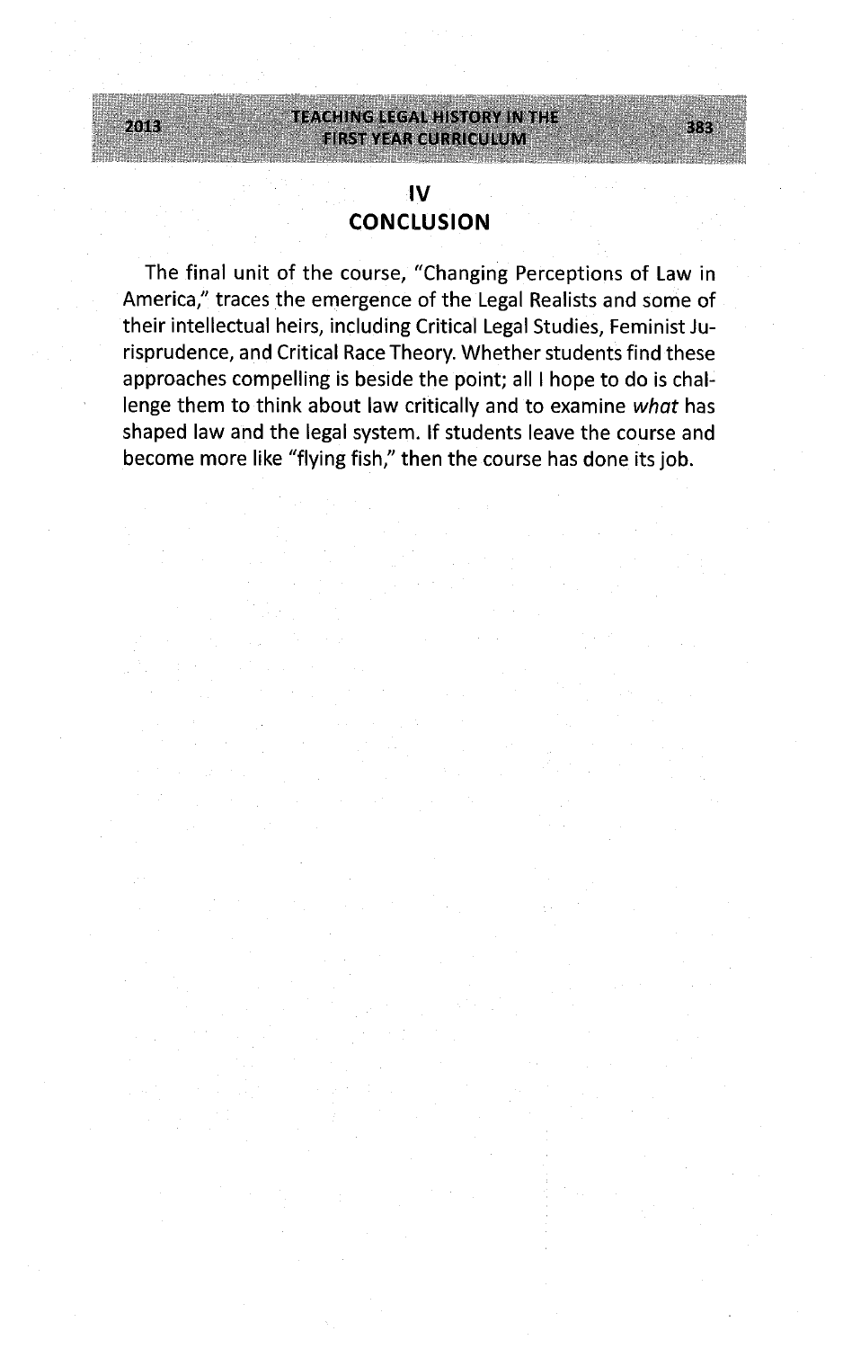## IV
## CONCLUSION

The final unit of the course, "Changing Perceptions of Law in America," traces the emergence of the Legal Realists and some of their intellectual heirs, including Critical Legal Studies, Feminist Jurisprudence, and Critical Race Theory. Whether students find these approaches compelling is beside the point; all I hope to do is challenge them to think about law critically and to examine *what* has shaped law and the legal system. If students leave the course and become more like "flying fish," then the course has done its job.